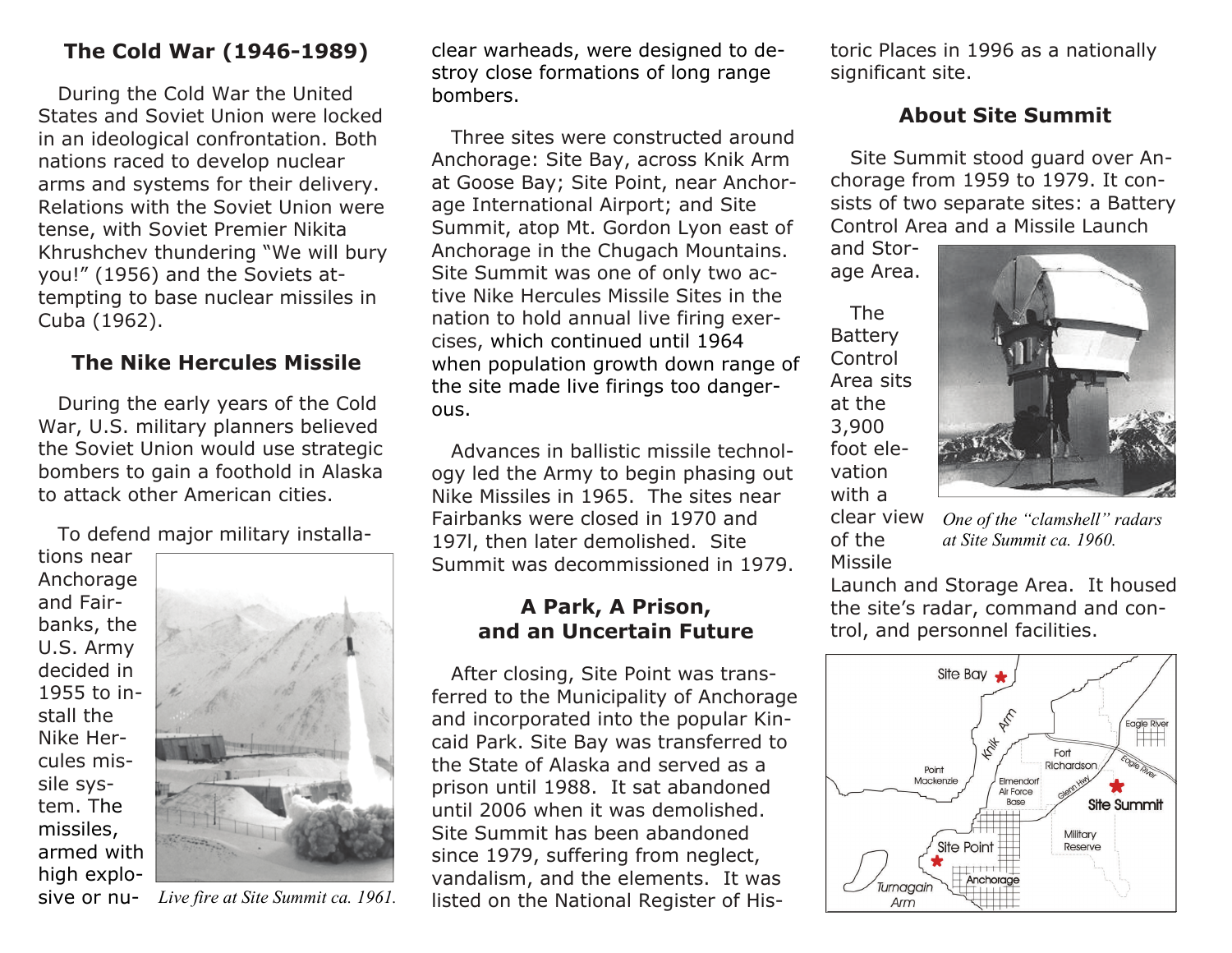## The Cold War (1946-1989)

During the Cold War the United States and Soviet Union were locked in an ideological confrontation. Both nations raced to develop nuclear arms and systems for their delivery. Relations with the Soviet Union were tense, with Soviet Premier Nikita Khrushchev thundering "We will bury you!" (1956) and the Soviets attempting to base nuclear missiles in Cuba (1962).

## The Nike Hercules Missile

During the early years of the Cold War, U.S. military planners believed the Soviet Union would use strategic bombers to gain a foothold in Alaska to attack other American cities.

To defend major military installations near Anchorage and Fairbanks, the U.S. Army decided in 1955 to install the Nike Hercules missile system. The missiles, armed with high explosive or nuclear warheads, were designed to destroy close formations of long range bombers.

*Live fire at Site Summit ca. 1961.*

Three sites were constructed around Anchorage: Site Bay, across Knik Arm at Goose Bay; Site Point, near Anchorage International Airport; and Site Summit, atop Mt. Gordon Lyon east of Anchorage in the Chugach Mountains. Site Summit was one of only two active Nike Hercules Missile Sites in the nation to hold annual live firing exercises, which continued until 1964 when population growth down range of the site made live firings too dangerous.

Advances in ballistic missile technology led the Army to begin phasing out Nike Missiles in 1965. The sites near Fairbanks were closed in 1970 and 197l, then later demolished. Site Summit was decommissioned in 1979.

## A Park, A Prison, and an Uncertain Future

After closing, Site Point was transferred to the Municipality of Anchorage and incorporated into the popular Kincaid Park. Site Bay was transferred to the State of Alaska and served as a prison until 1988. It sat abandoned until 2006 when it was demolished. Site Summit has been abandoned since 1979, suffering from neglect, vandalism, and the elements. It was listed on the National Register of Historic Places in 1996 as a nationally significant site.

## About Site Summit

Site Summit stood guard over Anchorage from 1959 to 1979. It consists of two separate sites: a Battery Control Area and a Missile Launch and Storage Area.

The Battery Control Area sits at the 3,900 foot elevation with a clear view of the Missile Launch and Storage Area. It housed the site's radar, command and control, and personnel facilities.

*One of the "clamshell" radars at Site Summit ca. 1960.*

Site Bay · Knik Arm · Point Mackenzie · Fort Richardson · Eagle River · Elmendorf Air Force Base · Glenn Hwy · Site Summit · Military Reserve · Site Point · Anchorage · Turnagain Arm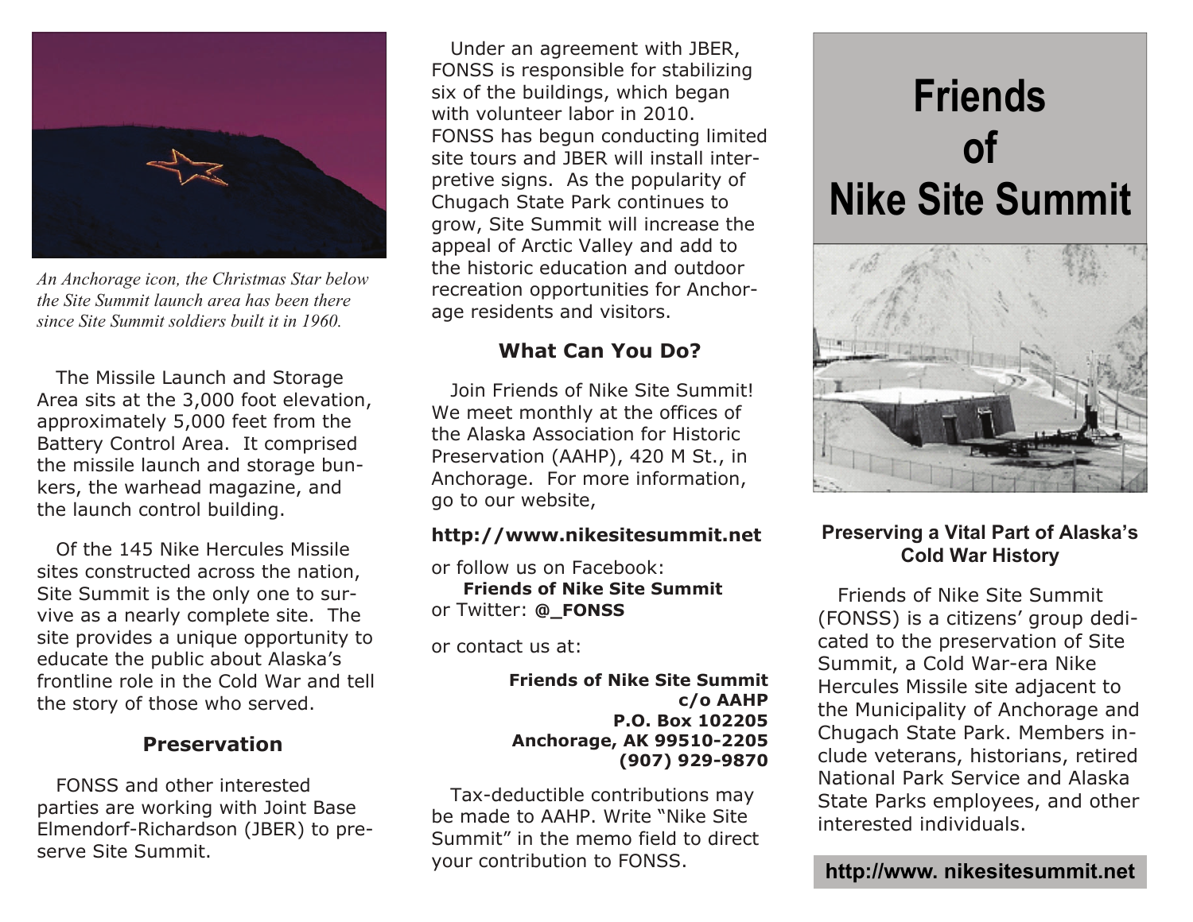*An Anchorage icon, the Christmas Star below the Site Summit launch area has been there since Site Summit soldiers built it in 1960.*

The Missile Launch and Storage Area sits at the 3,000 foot elevation, approximately 5,000 feet from the Battery Control Area. It comprised the missile launch and storage bunkers, the warhead magazine, and the launch control building.

Of the 145 Nike Hercules Missile sites constructed across the nation, Site Summit is the only one to survive as a nearly complete site. The site provides a unique opportunity to educate the public about Alaska's frontline role in the Cold War and tell the story of those who served.

## Preservation

FONSS and other interested parties are working with Joint Base Elmendorf-Richardson (JBER) to preserve Site Summit.

Under an agreement with JBER, FONSS is responsible for stabilizing six of the buildings, which began with volunteer labor in 2010. FONSS has begun conducting limited site tours and JBER will install interpretive signs. As the popularity of Chugach State Park continues to grow, Site Summit will increase the appeal of Arctic Valley and add to the historic education and outdoor recreation opportunities for Anchorage residents and visitors.

## What Can You Do?

Join Friends of Nike Site Summit! We meet monthly at the offices of the Alaska Association for Historic Preservation (AAHP), 420 M St., in Anchorage. For more information, go to our website,

**http://www.nikesitesummit.net**

or follow us on Facebook:
**Friends of Nike Site Summit**
or Twitter: **@_FONSS**

or contact us at:

**Friends of Nike Site Summit**
**c/o AAHP**
**P.O. Box 102205**
**Anchorage, AK 99510-2205**
**(907) 929-9870**

Tax-deductible contributions may be made to AAHP. Write "Nike Site Summit" in the memo field to direct your contribution to FONSS.

# Friends of Nike Site Summit

### Preserving a Vital Part of Alaska's Cold War History

Friends of Nike Site Summit (FONSS) is a citizens' group dedicated to the preservation of Site Summit, a Cold War-era Nike Hercules Missile site adjacent to the Municipality of Anchorage and Chugach State Park. Members include veterans, historians, retired National Park Service and Alaska State Parks employees, and other interested individuals.

**http://www. nikesitesummit.net**